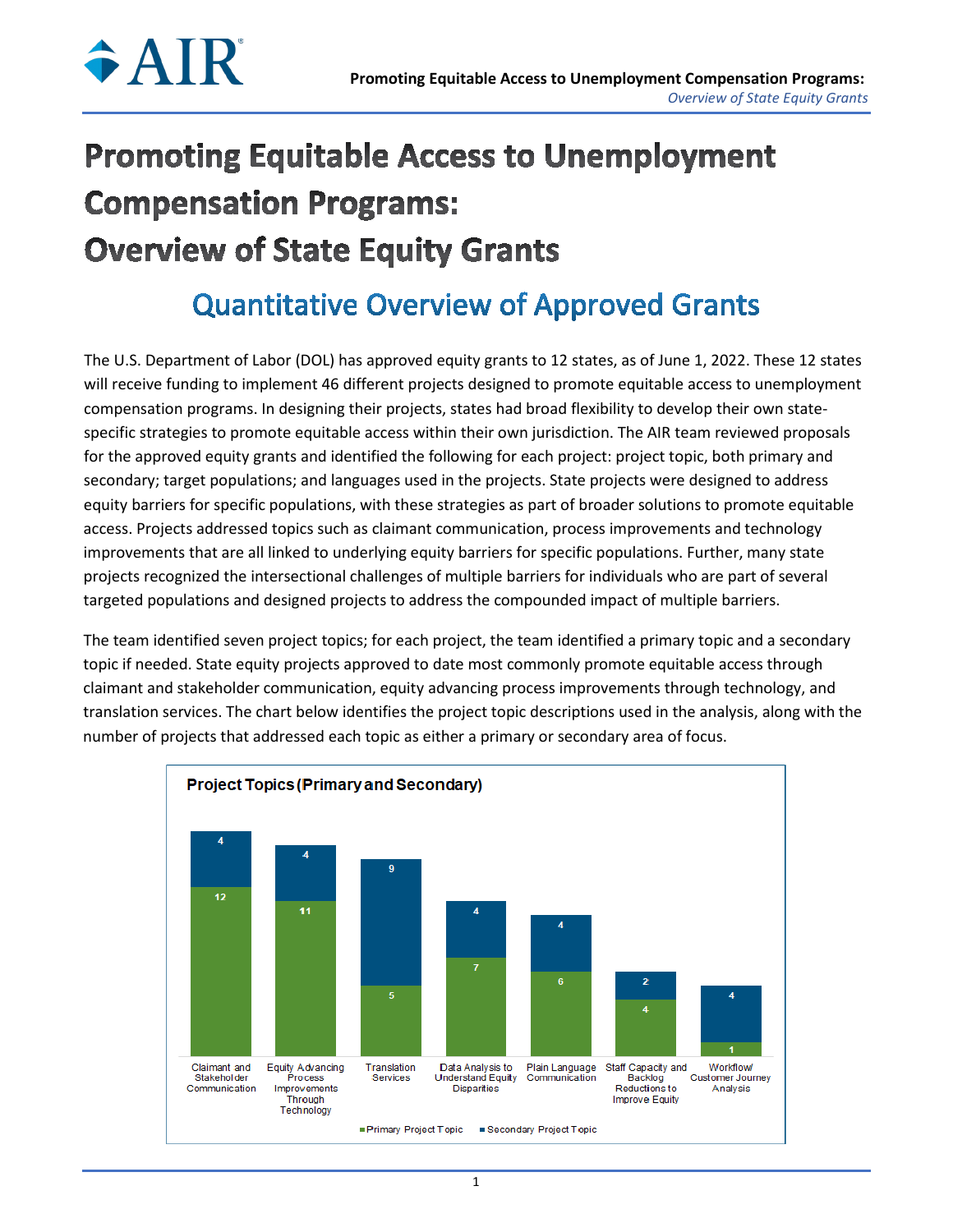# Promoting Equitable Access to Unemployment Compensation Programs: Overview of State Equity Grants

## Quantitative Overview of Approved Grants

The U.S. Department of Labor (DOL) has approved equity grants to 12 states, as of June 1, 2022. These 12 states will receive funding to implement 46 different projects designed to promote equitable access to unemployment compensation programs. In designing their projects, states had broad flexibility to develop their own state-specific strategies to promote equitable access within their own jurisdiction. The AIR team reviewed proposals for the approved equity grants and identified the following for each project: project topic, both primary and secondary; target populations; and languages used in the projects. State projects were designed to address equity barriers for specific populations, with these strategies as part of broader solutions to promote equitable access. Projects addressed topics such as claimant communication, process improvements and technology improvements that are all linked to underlying equity barriers for specific populations. Further, many state projects recognized the intersectional challenges of multiple barriers for individuals who are part of several targeted populations and designed projects to address the compounded impact of multiple barriers.

The team identified seven project topics; for each project, the team identified a primary topic and a secondary topic if needed. State equity projects approved to date most commonly promote equitable access through claimant and stakeholder communication, equity advancing process improvements through technology, and translation services. The chart below identifies the project topic descriptions used in the analysis, along with the number of projects that addressed each topic as either a primary or secondary area of focus.

**Project Topics (Primary and Secondary)**

| Project Topic | Primary Project Topic | Secondary Project Topic |
|---|---|---|
| Claimant and Stakeholder Communication | 12 | 4 |
| Equity Advancing Process Improvements Through Technology | 11 | 4 |
| Translation Services | 5 | 9 |
| Data Analysis to Understand Equity Disparities | 7 | 4 |
| Plain Language Communication | 6 | 4 |
| Staff Capacity and Backlog Reductions to Improve Equity | 4 | 2 |
| Workflow/ Customer Journey Analysis | 1 | 4 |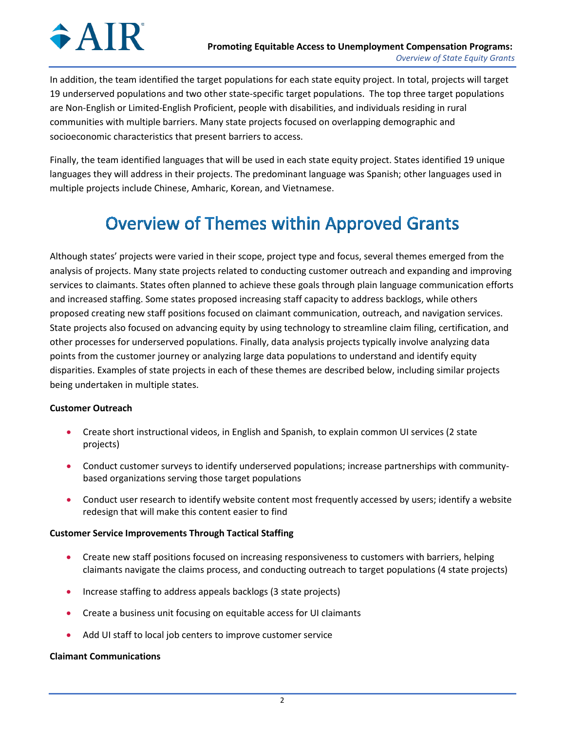In addition, the team identified the target populations for each state equity project. In total, projects will target 19 underserved populations and two other state-specific target populations. The top three target populations are Non-English or Limited-English Proficient, people with disabilities, and individuals residing in rural communities with multiple barriers. Many state projects focused on overlapping demographic and socioeconomic characteristics that present barriers to access.

Finally, the team identified languages that will be used in each state equity project. States identified 19 unique languages they will address in their projects. The predominant language was Spanish; other languages used in multiple projects include Chinese, Amharic, Korean, and Vietnamese.

# Overview of Themes within Approved Grants

Although states' projects were varied in their scope, project type and focus, several themes emerged from the analysis of projects. Many state projects related to conducting customer outreach and expanding and improving services to claimants. States often planned to achieve these goals through plain language communication efforts and increased staffing. Some states proposed increasing staff capacity to address backlogs, while others proposed creating new staff positions focused on claimant communication, outreach, and navigation services. State projects also focused on advancing equity by using technology to streamline claim filing, certification, and other processes for underserved populations. Finally, data analysis projects typically involve analyzing data points from the customer journey or analyzing large data populations to understand and identify equity disparities. Examples of state projects in each of these themes are described below, including similar projects being undertaken in multiple states.

**Customer Outreach**

- Create short instructional videos, in English and Spanish, to explain common UI services (2 state projects)
- Conduct customer surveys to identify underserved populations; increase partnerships with community-based organizations serving those target populations
- Conduct user research to identify website content most frequently accessed by users; identify a website redesign that will make this content easier to find

**Customer Service Improvements Through Tactical Staffing**

- Create new staff positions focused on increasing responsiveness to customers with barriers, helping claimants navigate the claims process, and conducting outreach to target populations (4 state projects)
- Increase staffing to address appeals backlogs (3 state projects)
- Create a business unit focusing on equitable access for UI claimants
- Add UI staff to local job centers to improve customer service

**Claimant Communications**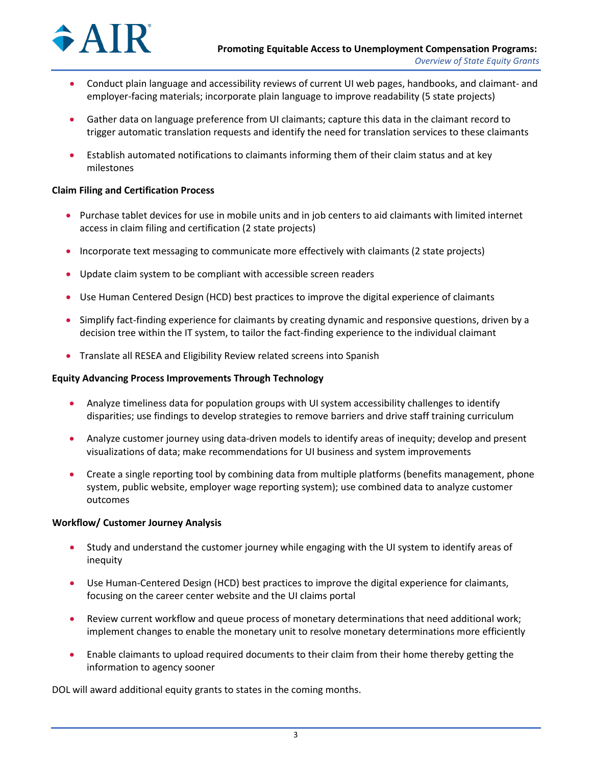- Conduct plain language and accessibility reviews of current UI web pages, handbooks, and claimant- and employer-facing materials; incorporate plain language to improve readability (5 state projects)
- Gather data on language preference from UI claimants; capture this data in the claimant record to trigger automatic translation requests and identify the need for translation services to these claimants
- Establish automated notifications to claimants informing them of their claim status and at key milestones

**Claim Filing and Certification Process**

- Purchase tablet devices for use in mobile units and in job centers to aid claimants with limited internet access in claim filing and certification (2 state projects)
- Incorporate text messaging to communicate more effectively with claimants (2 state projects)
- Update claim system to be compliant with accessible screen readers
- Use Human Centered Design (HCD) best practices to improve the digital experience of claimants
- Simplify fact-finding experience for claimants by creating dynamic and responsive questions, driven by a decision tree within the IT system, to tailor the fact-finding experience to the individual claimant
- Translate all RESEA and Eligibility Review related screens into Spanish

**Equity Advancing Process Improvements Through Technology**

- Analyze timeliness data for population groups with UI system accessibility challenges to identify disparities; use findings to develop strategies to remove barriers and drive staff training curriculum
- Analyze customer journey using data-driven models to identify areas of inequity; develop and present visualizations of data; make recommendations for UI business and system improvements
- Create a single reporting tool by combining data from multiple platforms (benefits management, phone system, public website, employer wage reporting system); use combined data to analyze customer outcomes

**Workflow/ Customer Journey Analysis**

- Study and understand the customer journey while engaging with the UI system to identify areas of inequity
- Use Human-Centered Design (HCD) best practices to improve the digital experience for claimants, focusing on the career center website and the UI claims portal
- Review current workflow and queue process of monetary determinations that need additional work; implement changes to enable the monetary unit to resolve monetary determinations more efficiently
- Enable claimants to upload required documents to their claim from their home thereby getting the information to agency sooner

DOL will award additional equity grants to states in the coming months.